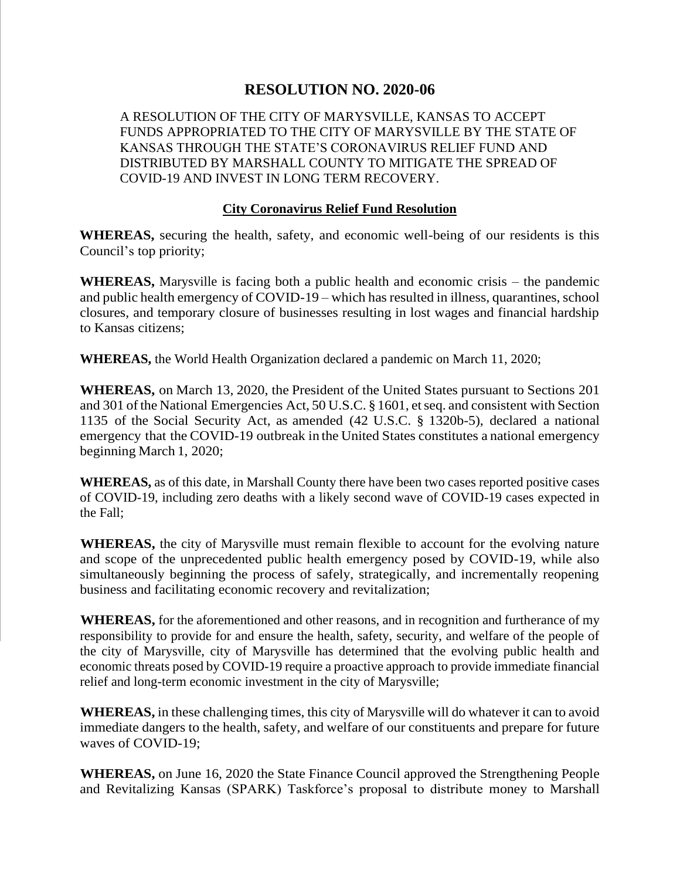# RESOLUTION NO. 2020-06

A RESOLUTION OF THE CITY OF MARYSVILLE, KANSAS TO ACCEPT FUNDS APPROPRIATED TO THE CITY OF MARYSVILLE BY THE STATE OF KANSAS THROUGH THE STATE'S CORONAVIRUS RELIEF FUND AND DISTRIBUTED BY MARSHALL COUNTY TO MITIGATE THE SPREAD OF COVID-19 AND INVEST IN LONG TERM RECOVERY.

**City Coronavirus Relief Fund Resolution**

**WHEREAS,** securing the health, safety, and economic well-being of our residents is this Council's top priority;

**WHEREAS,** Marysville is facing both a public health and economic crisis – the pandemic and public health emergency of COVID-19 – which has resulted in illness, quarantines, school closures, and temporary closure of businesses resulting in lost wages and financial hardship to Kansas citizens;

**WHEREAS,** the World Health Organization declared a pandemic on March 11, 2020;

**WHEREAS,** on March 13, 2020, the President of the United States pursuant to Sections 201 and 301 of the National Emergencies Act, 50 U.S.C. § 1601, et seq. and consistent with Section 1135 of the Social Security Act, as amended (42 U.S.C. § 1320b-5), declared a national emergency that the COVID-19 outbreak in the United States constitutes a national emergency beginning March 1, 2020;

**WHEREAS,** as of this date, in Marshall County there have been two cases reported positive cases of COVID-19, including zero deaths with a likely second wave of COVID-19 cases expected in the Fall;

**WHEREAS,** the city of Marysville must remain flexible to account for the evolving nature and scope of the unprecedented public health emergency posed by COVID-19, while also simultaneously beginning the process of safely, strategically, and incrementally reopening business and facilitating economic recovery and revitalization;

**WHEREAS,** for the aforementioned and other reasons, and in recognition and furtherance of my responsibility to provide for and ensure the health, safety, security, and welfare of the people of the city of Marysville, city of Marysville has determined that the evolving public health and economic threats posed by COVID-19 require a proactive approach to provide immediate financial relief and long-term economic investment in the city of Marysville;

**WHEREAS,** in these challenging times, this city of Marysville will do whatever it can to avoid immediate dangers to the health, safety, and welfare of our constituents and prepare for future waves of COVID-19;

**WHEREAS,** on June 16, 2020 the State Finance Council approved the Strengthening People and Revitalizing Kansas (SPARK) Taskforce's proposal to distribute money to Marshall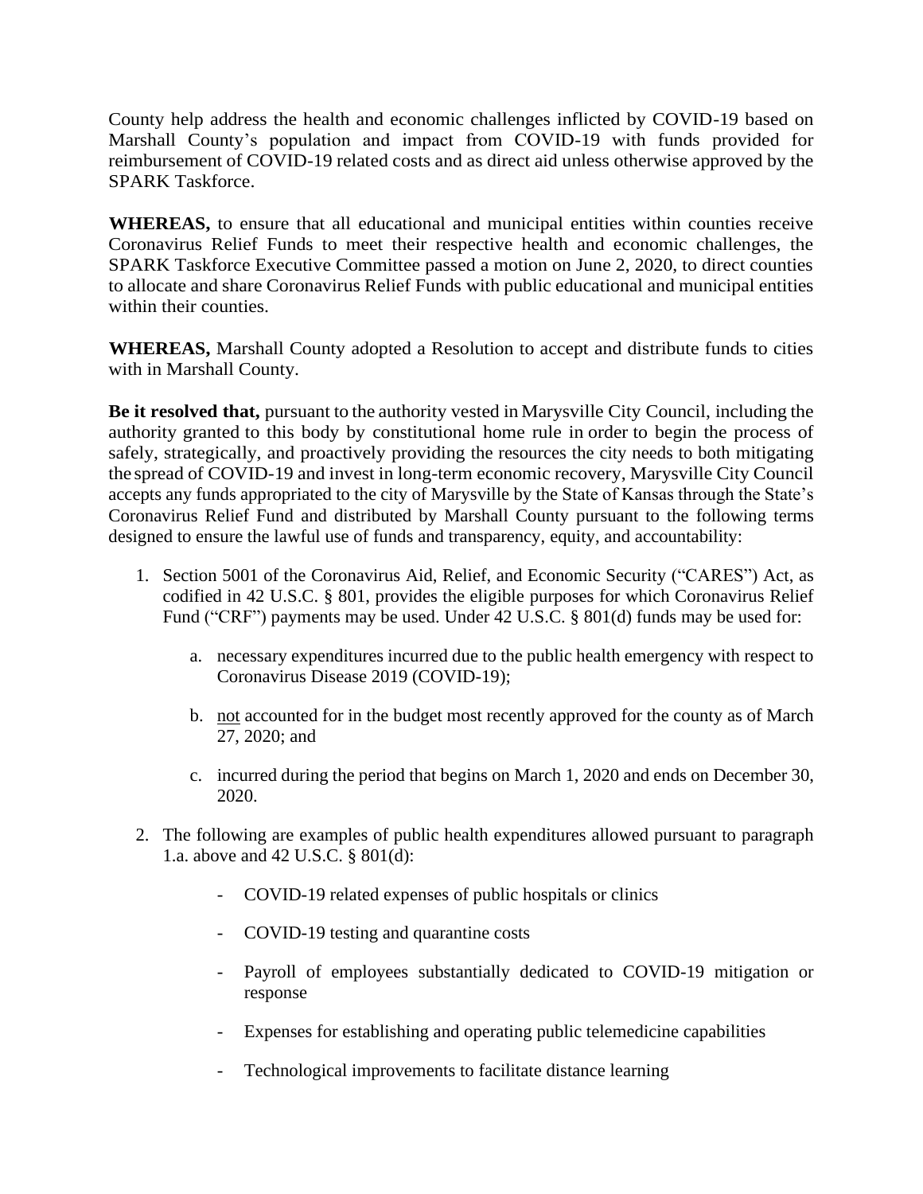County help address the health and economic challenges inflicted by COVID-19 based on Marshall County's population and impact from COVID-19 with funds provided for reimbursement of COVID-19 related costs and as direct aid unless otherwise approved by the SPARK Taskforce.

**WHEREAS,** to ensure that all educational and municipal entities within counties receive Coronavirus Relief Funds to meet their respective health and economic challenges, the SPARK Taskforce Executive Committee passed a motion on June 2, 2020, to direct counties to allocate and share Coronavirus Relief Funds with public educational and municipal entities within their counties.

**WHEREAS,** Marshall County adopted a Resolution to accept and distribute funds to cities with in Marshall County.

**Be it resolved that,** pursuant to the authority vested in Marysville City Council, including the authority granted to this body by constitutional home rule in order to begin the process of safely, strategically, and proactively providing the resources the city needs to both mitigating the spread of COVID-19 and invest in long-term economic recovery, Marysville City Council accepts any funds appropriated to the city of Marysville by the State of Kansas through the State's Coronavirus Relief Fund and distributed by Marshall County pursuant to the following terms designed to ensure the lawful use of funds and transparency, equity, and accountability:

1. Section 5001 of the Coronavirus Aid, Relief, and Economic Security ("CARES") Act, as codified in 42 U.S.C. § 801, provides the eligible purposes for which Coronavirus Relief Fund ("CRF") payments may be used. Under 42 U.S.C. § 801(d) funds may be used for:

   a. necessary expenditures incurred due to the public health emergency with respect to Coronavirus Disease 2019 (COVID-19);

   b. not accounted for in the budget most recently approved for the county as of March 27, 2020; and

   c. incurred during the period that begins on March 1, 2020 and ends on December 30, 2020.

2. The following are examples of public health expenditures allowed pursuant to paragraph 1.a. above and 42 U.S.C. § 801(d):

   - COVID-19 related expenses of public hospitals or clinics
   - COVID-19 testing and quarantine costs
   - Payroll of employees substantially dedicated to COVID-19 mitigation or response
   - Expenses for establishing and operating public telemedicine capabilities
   - Technological improvements to facilitate distance learning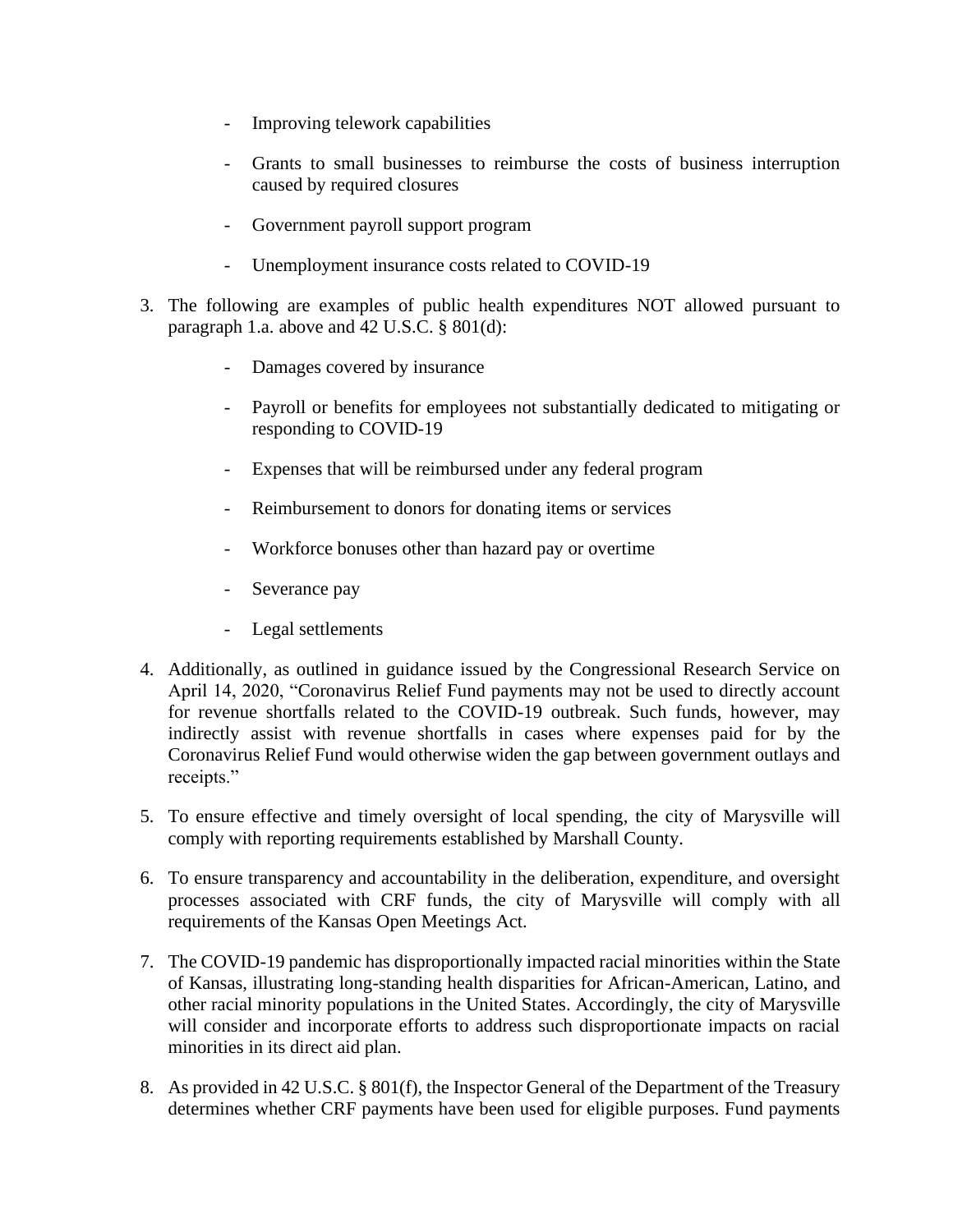- Improving telework capabilities
- Grants to small businesses to reimburse the costs of business interruption caused by required closures
- Government payroll support program
- Unemployment insurance costs related to COVID-19

3. The following are examples of public health expenditures NOT allowed pursuant to paragraph 1.a. above and 42 U.S.C. § 801(d):
   - Damages covered by insurance
   - Payroll or benefits for employees not substantially dedicated to mitigating or responding to COVID-19
   - Expenses that will be reimbursed under any federal program
   - Reimbursement to donors for donating items or services
   - Workforce bonuses other than hazard pay or overtime
   - Severance pay
   - Legal settlements
4. Additionally, as outlined in guidance issued by the Congressional Research Service on April 14, 2020, "Coronavirus Relief Fund payments may not be used to directly account for revenue shortfalls related to the COVID-19 outbreak. Such funds, however, may indirectly assist with revenue shortfalls in cases where expenses paid for by the Coronavirus Relief Fund would otherwise widen the gap between government outlays and receipts."
5. To ensure effective and timely oversight of local spending, the city of Marysville will comply with reporting requirements established by Marshall County.
6. To ensure transparency and accountability in the deliberation, expenditure, and oversight processes associated with CRF funds, the city of Marysville will comply with all requirements of the Kansas Open Meetings Act.
7. The COVID-19 pandemic has disproportionally impacted racial minorities within the State of Kansas, illustrating long-standing health disparities for African-American, Latino, and other racial minority populations in the United States. Accordingly, the city of Marysville will consider and incorporate efforts to address such disproportionate impacts on racial minorities in its direct aid plan.
8. As provided in 42 U.S.C. § 801(f), the Inspector General of the Department of the Treasury determines whether CRF payments have been used for eligible purposes. Fund payments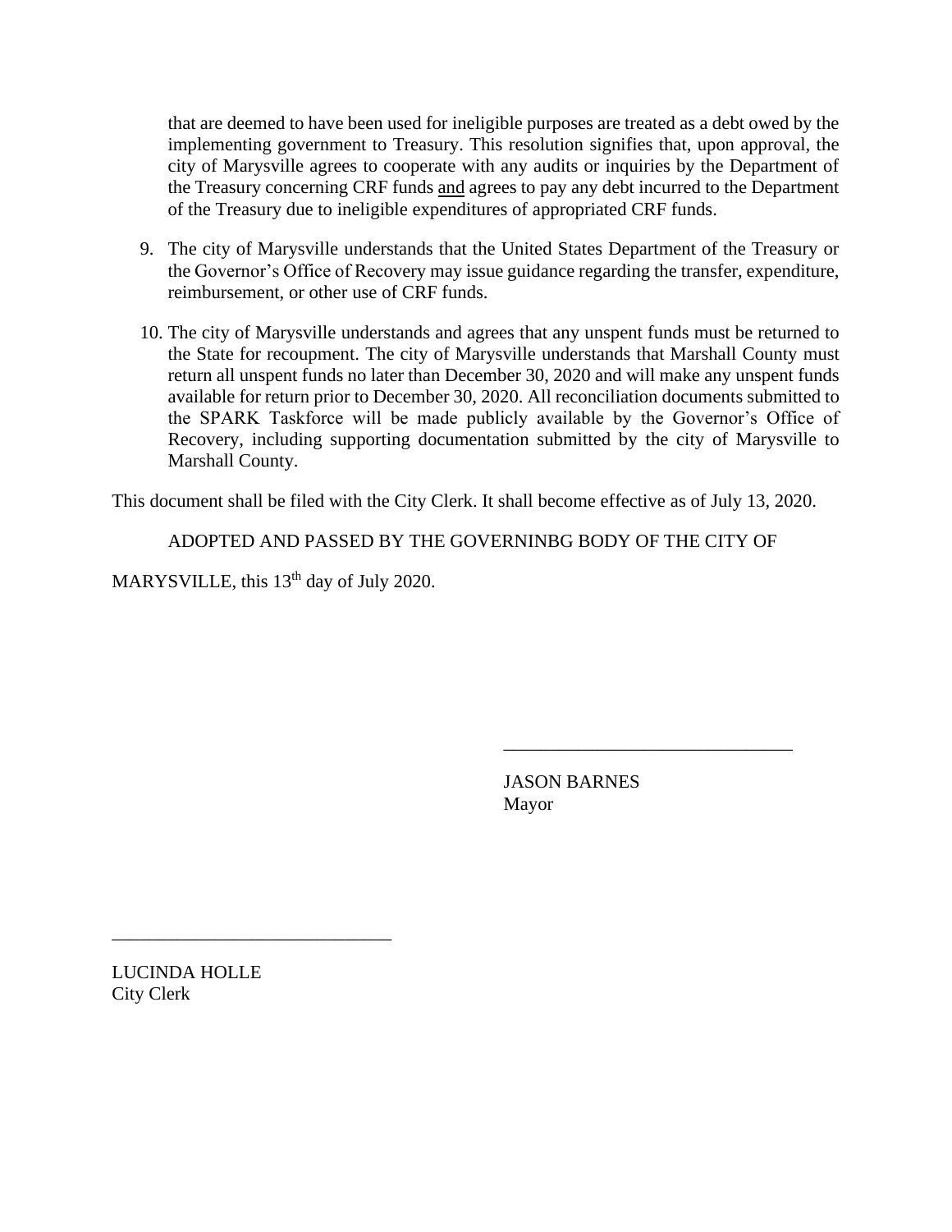that are deemed to have been used for ineligible purposes are treated as a debt owed by the implementing government to Treasury. This resolution signifies that, upon approval, the city of Marysville agrees to cooperate with any audits or inquiries by the Department of the Treasury concerning CRF funds <u>and</u> agrees to pay any debt incurred to the Department of the Treasury due to ineligible expenditures of appropriated CRF funds.

9. The city of Marysville understands that the United States Department of the Treasury or the Governor's Office of Recovery may issue guidance regarding the transfer, expenditure, reimbursement, or other use of CRF funds.

10. The city of Marysville understands and agrees that any unspent funds must be returned to the State for recoupment. The city of Marysville understands that Marshall County must return all unspent funds no later than December 30, 2020 and will make any unspent funds available for return prior to December 30, 2020. All reconciliation documents submitted to the SPARK Taskforce will be made publicly available by the Governor's Office of Recovery, including supporting documentation submitted by the city of Marysville to Marshall County.

This document shall be filed with the City Clerk. It shall become effective as of July 13, 2020.

ADOPTED AND PASSED BY THE GOVERNINBG BODY OF THE CITY OF MARYSVILLE, this 13th day of July 2020.

_______________________________

JASON BARNES
Mayor

_______________________________

LUCINDA HOLLE
City Clerk